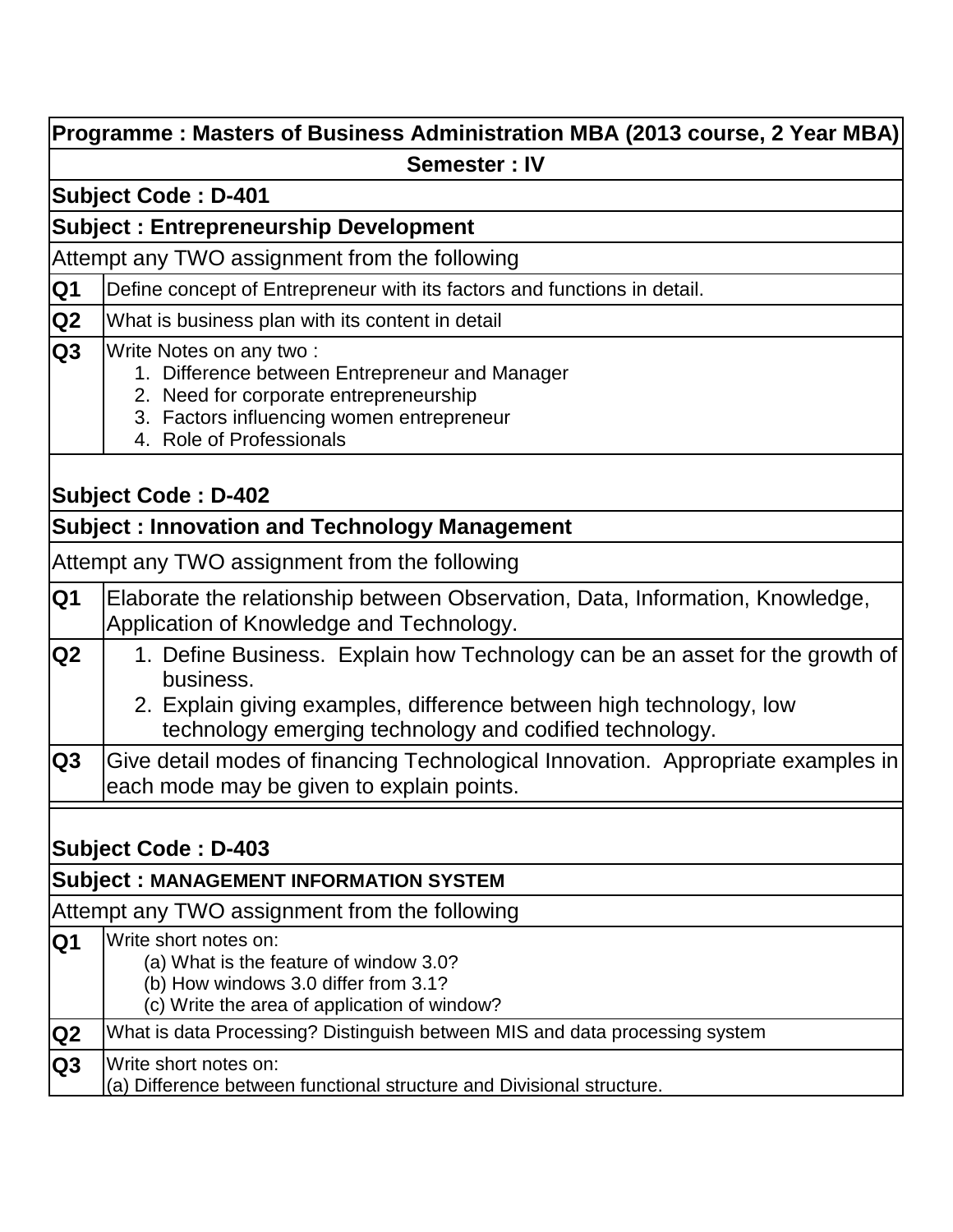**Programme : Masters of Business Administration MBA (2013 course, 2 Year MBA)**

**Semester : IV**

## Subject Code : D-401

### Subject : Entrepreneurship Development

Attempt any TWO assignment from the following

| | |
|---|---|
| **Q1** | Define concept of Entrepreneur with its factors and functions in detail. |
| **Q2** | What is business plan with its content in detail |
| **Q3** | Write Notes on any two :<br>1. Difference between Entrepreneur and Manager<br>2. Need for corporate entrepreneurship<br>3. Factors influencing women entrepreneur<br>4. Role of Professionals |

## Subject Code : D-402

### Subject : Innovation and Technology Management

Attempt any TWO assignment from the following

| | |
|---|---|
| **Q1** | Elaborate the relationship between Observation, Data, Information, Knowledge, Application of Knowledge and Technology. |
| **Q2** | 1. Define Business. Explain how Technology can be an asset for the growth of business.<br>2. Explain giving examples, difference between high technology, low technology emerging technology and codified technology. |
| **Q3** | Give detail modes of financing Technological Innovation. Appropriate examples in each mode may be given to explain points. |

## Subject Code : D-403

### Subject : MANAGEMENT INFORMATION SYSTEM

Attempt any TWO assignment from the following

| | |
|---|---|
| **Q1** | Write short notes on:<br>(a) What is the feature of window 3.0?<br>(b) How windows 3.0 differ from 3.1?<br>(c) Write the area of application of window? |
| **Q2** | What is data Processing? Distinguish between MIS and data processing system |
| **Q3** | Write short notes on:<br>(a) Difference between functional structure and Divisional structure. |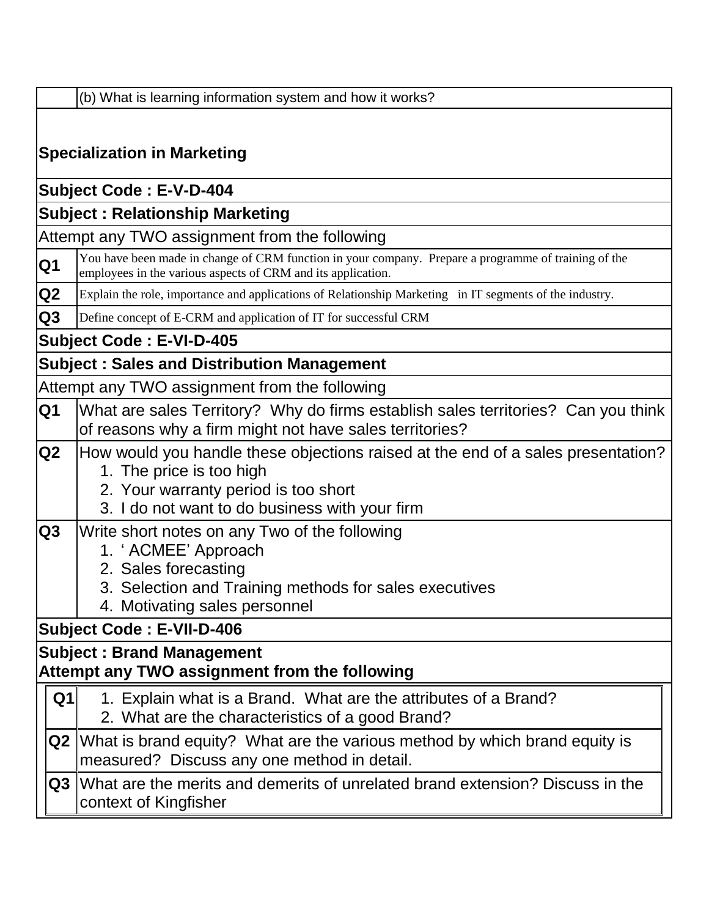| | (b) What is learning information system and how it works? |
|---|---|

**Specialization in Marketing**

**Subject Code : E-V-D-404**

**Subject : Relationship Marketing**

Attempt any TWO assignment from the following

| | |
|---|---|
| **Q1** | You have been made in change of CRM function in your company. Prepare a programme of training of the employees in the various aspects of CRM and its application. |
| **Q2** | Explain the role, importance and applications of Relationship Marketing in IT segments of the industry. |
| **Q3** | Define concept of E-CRM and application of IT for successful CRM |

**Subject Code : E-VI-D-405**

**Subject : Sales and Distribution Management**

Attempt any TWO assignment from the following

| | |
|---|---|
| **Q1** | What are sales Territory? Why do firms establish sales territories? Can you think of reasons why a firm might not have sales territories? |
| **Q2** | How would you handle these objections raised at the end of a sales presentation?<br>1. The price is too high<br>2. Your warranty period is too short<br>3. I do not want to do business with your firm |
| **Q3** | Write short notes on any Two of the following<br>1. ' ACMEE' Approach<br>2. Sales forecasting<br>3. Selection and Training methods for sales executives<br>4. Motivating sales personnel |

**Subject Code : E-VII-D-406**

**Subject : Brand Management**
**Attempt any TWO assignment from the following**

| | |
|---|---|
| **Q1** | 1. Explain what is a Brand. What are the attributes of a Brand?<br>2. What are the characteristics of a good Brand? |
| **Q2** | What is brand equity? What are the various method by which brand equity is measured? Discuss any one method in detail. |
| **Q3** | What are the merits and demerits of unrelated brand extension? Discuss in the context of Kingfisher |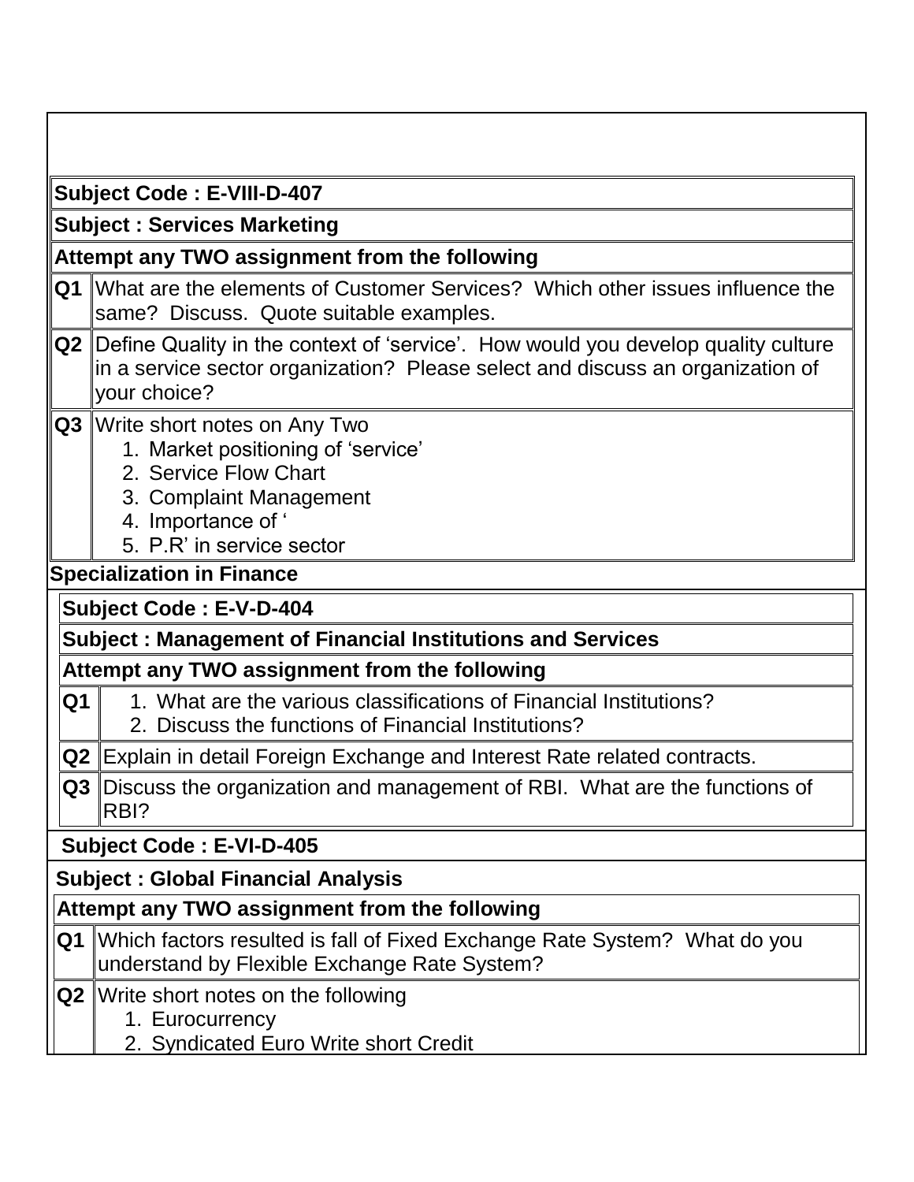**Subject Code : E-VIII-D-407**

**Subject : Services Marketing**

**Attempt any TWO assignment from the following**

| | |
|---|---|
| **Q1** | What are the elements of Customer Services? Which other issues influence the same? Discuss. Quote suitable examples. |
| **Q2** | Define Quality in the context of 'service'. How would you develop quality culture in a service sector organization? Please select and discuss an organization of your choice? |
| **Q3** | Write short notes on Any Two<br>1. Market positioning of 'service'<br>2. Service Flow Chart<br>3. Complaint Management<br>4. Importance of '<br>5. P.R' in service sector |

**Specialization in Finance**

**Subject Code : E-V-D-404**

**Subject : Management of Financial Institutions and Services**

**Attempt any TWO assignment from the following**

| | |
|---|---|
| **Q1** | 1. What are the various classifications of Financial Institutions?<br>2. Discuss the functions of Financial Institutions? |
| **Q2** | Explain in detail Foreign Exchange and Interest Rate related contracts. |
| **Q3** | Discuss the organization and management of RBI. What are the functions of RBI? |

**Subject Code : E-VI-D-405**

**Subject : Global Financial Analysis**

**Attempt any TWO assignment from the following**

| | |
|---|---|
| **Q1** | Which factors resulted is fall of Fixed Exchange Rate System? What do you understand by Flexible Exchange Rate System? |
| **Q2** | Write short notes on the following<br>1. Eurocurrency<br>2. Syndicated Euro Write short Credit |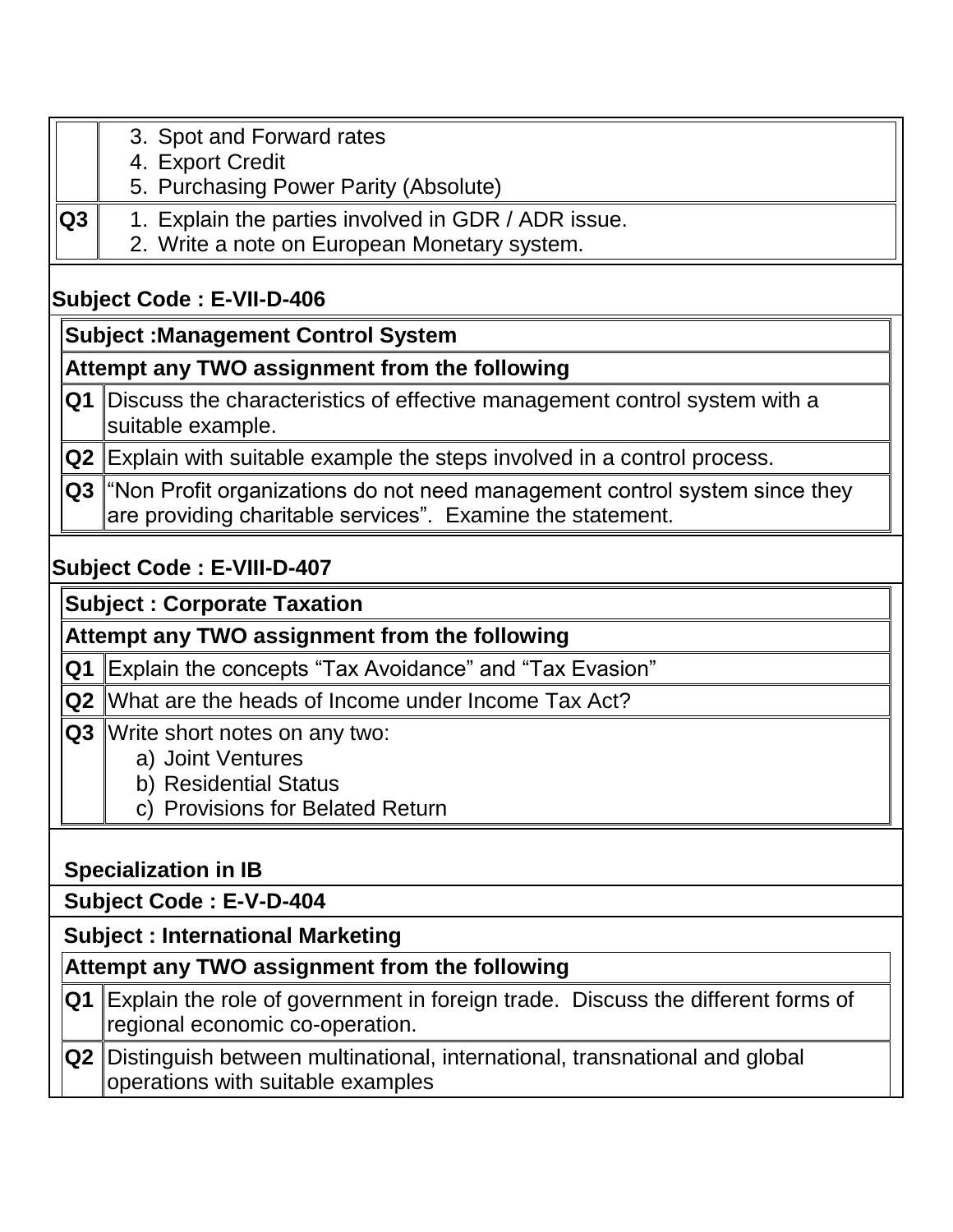| | |
|---|---|
| | 3. Spot and Forward rates<br>4. Export Credit<br>5. Purchasing Power Parity (Absolute) |
| **Q3** | 1. Explain the parties involved in GDR / ADR issue.<br>2. Write a note on European Monetary system. |

**Subject Code : E-VII-D-406**

| **Subject :Management Control System** | |
|---|---|
| **Attempt any TWO assignment from the following** | |
| **Q1** | Discuss the characteristics of effective management control system with a suitable example. |
| **Q2** | Explain with suitable example the steps involved in a control process. |
| **Q3** | "Non Profit organizations do not need management control system since they are providing charitable services". Examine the statement. |

**Subject Code : E-VIII-D-407**

| **Subject : Corporate Taxation** | |
|---|---|
| **Attempt any TWO assignment from the following** | |
| **Q1** | Explain the concepts "Tax Avoidance" and "Tax Evasion" |
| **Q2** | What are the heads of Income under Income Tax Act? |
| **Q3** | Write short notes on any two:<br>a) Joint Ventures<br>b) Residential Status<br>c) Provisions for Belated Return |

**Specialization in IB**

**Subject Code : E-V-D-404**

**Subject : International Marketing**

| **Attempt any TWO assignment from the following** | |
|---|---|
| **Q1** | Explain the role of government in foreign trade. Discuss the different forms of regional economic co-operation. |
| **Q2** | Distinguish between multinational, international, transnational and global operations with suitable examples |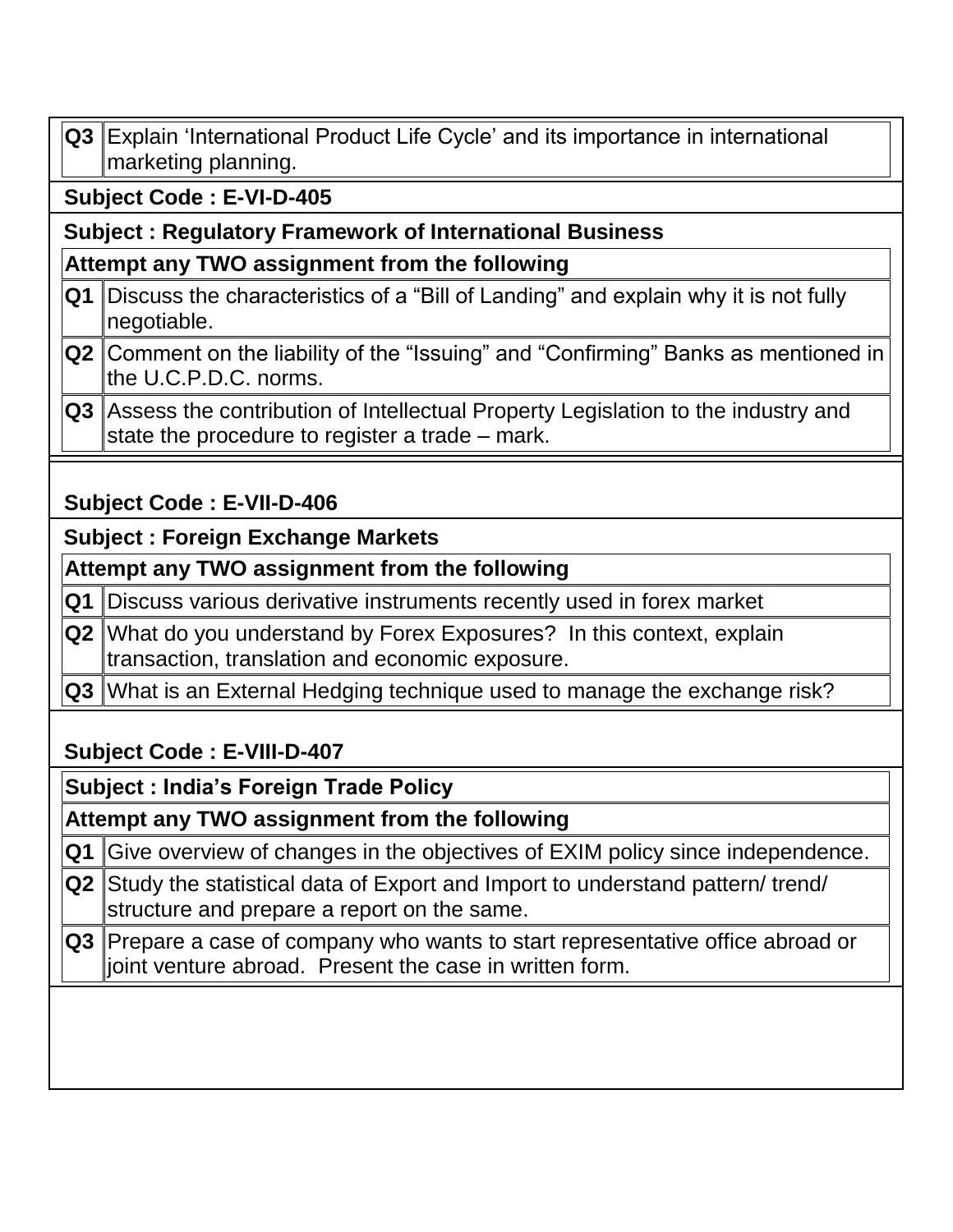| Q3 | Explain 'International Product Life Cycle' and its importance in international marketing planning. |
|---|---|

**Subject Code : E-VI-D-405**

**Subject : Regulatory Framework of International Business**

**Attempt any TWO assignment from the following**

| | |
|---|---|
| **Q1** | Discuss the characteristics of a "Bill of Landing" and explain why it is not fully negotiable. |
| **Q2** | Comment on the liability of the "Issuing" and "Confirming" Banks as mentioned in the U.C.P.D.C. norms. |
| **Q3** | Assess the contribution of Intellectual Property Legislation to the industry and state the procedure to register a trade – mark. |

**Subject Code : E-VII-D-406**

**Subject : Foreign Exchange Markets**

**Attempt any TWO assignment from the following**

| | |
|---|---|
| **Q1** | Discuss various derivative instruments recently used in forex market |
| **Q2** | What do you understand by Forex Exposures? In this context, explain transaction, translation and economic exposure. |
| **Q3** | What is an External Hedging technique used to manage the exchange risk? |

**Subject Code : E-VIII-D-407**

**Subject : India's Foreign Trade Policy**

**Attempt any TWO assignment from the following**

| | |
|---|---|
| **Q1** | Give overview of changes in the objectives of EXIM policy since independence. |
| **Q2** | Study the statistical data of Export and Import to understand pattern/ trend/ structure and prepare a report on the same. |
| **Q3** | Prepare a case of company who wants to start representative office abroad or joint venture abroad. Present the case in written form. |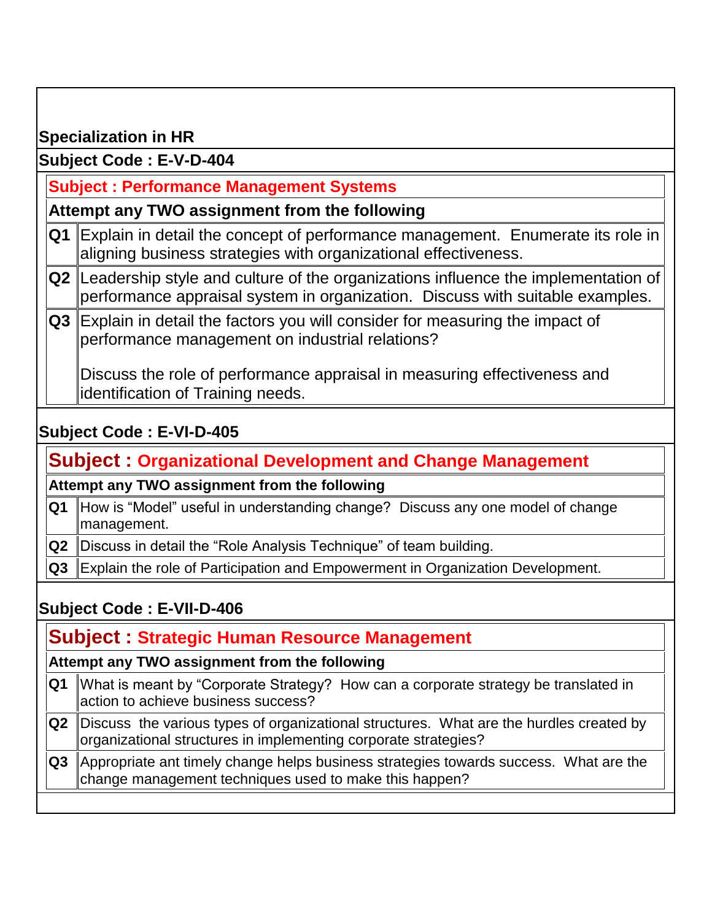**Specialization in HR**

**Subject Code : E-V-D-404**

## Subject : Performance Management Systems

**Attempt any TWO assignment from the following**

| | |
|---|---|
| **Q1** | Explain in detail the concept of performance management. Enumerate its role in aligning business strategies with organizational effectiveness. |
| **Q2** | Leadership style and culture of the organizations influence the implementation of performance appraisal system in organization. Discuss with suitable examples. |
| **Q3** | Explain in detail the factors you will consider for measuring the impact of performance management on industrial relations?<br><br>Discuss the role of performance appraisal in measuring effectiveness and identification of Training needs. |

**Subject Code : E-VI-D-405**

## Subject : Organizational Development and Change Management

**Attempt any TWO assignment from the following**

| | |
|---|---|
| **Q1** | How is "Model" useful in understanding change? Discuss any one model of change management. |
| **Q2** | Discuss in detail the "Role Analysis Technique" of team building. |
| **Q3** | Explain the role of Participation and Empowerment in Organization Development. |

**Subject Code : E-VII-D-406**

## Subject : Strategic Human Resource Management

**Attempt any TWO assignment from the following**

| | |
|---|---|
| **Q1** | What is meant by "Corporate Strategy? How can a corporate strategy be translated in action to achieve business success? |
| **Q2** | Discuss the various types of organizational structures. What are the hurdles created by organizational structures in implementing corporate strategies? |
| **Q3** | Appropriate ant timely change helps business strategies towards success. What are the change management techniques used to make this happen? |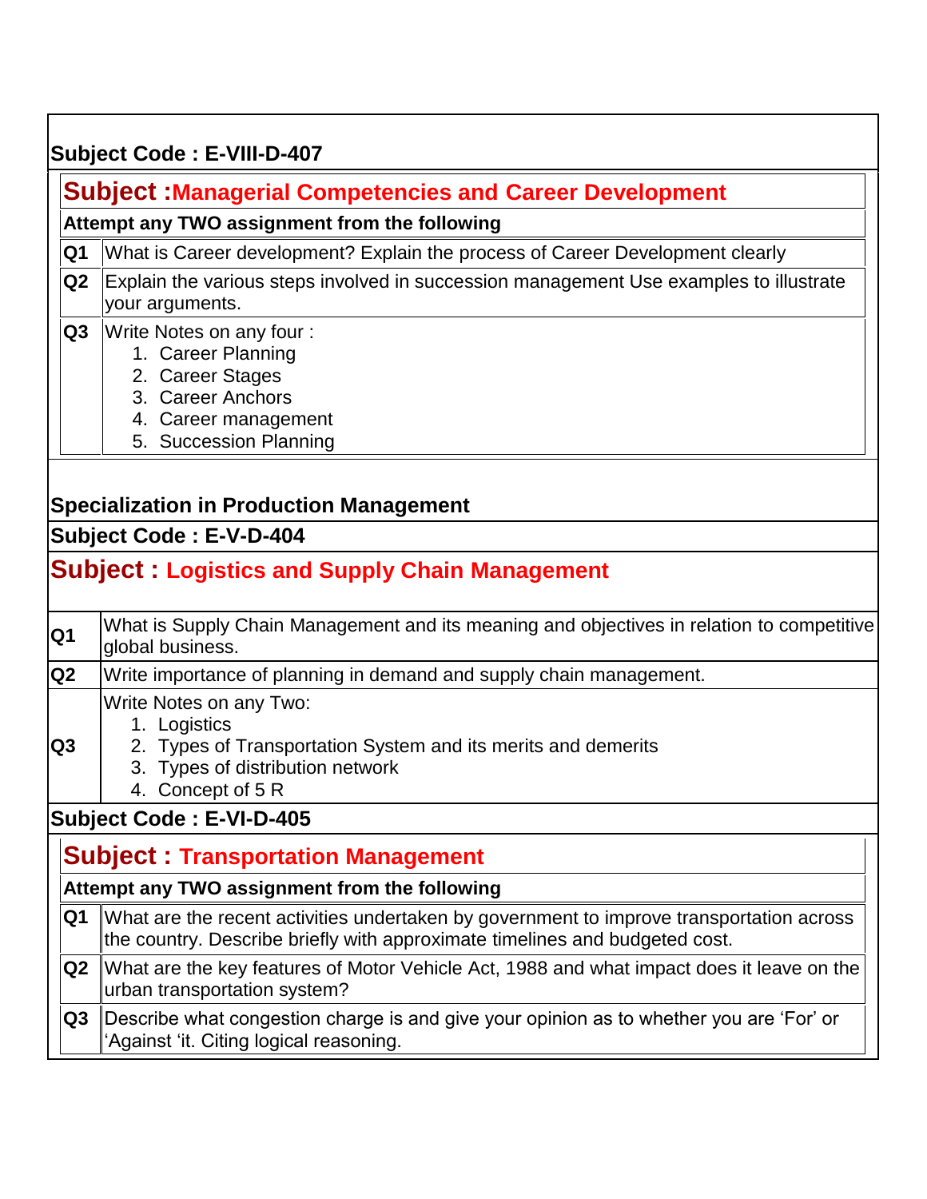**Subject Code : E-VIII-D-407**

## Subject :Managerial Competencies and Career Development

**Attempt any TWO assignment from the following**

| | |
|---|---|
| **Q1** | What is Career development? Explain the process of Career Development clearly |
| **Q2** | Explain the various steps involved in succession management Use examples to illustrate your arguments. |
| **Q3** | Write Notes on any four :<br>1. Career Planning<br>2. Career Stages<br>3. Career Anchors<br>4. Career management<br>5. Succession Planning |

**Specialization in Production Management**

**Subject Code : E-V-D-404**

## Subject : Logistics and Supply Chain Management

| | |
|---|---|
| **Q1** | What is Supply Chain Management and its meaning and objectives in relation to competitive global business. |
| **Q2** | Write importance of planning in demand and supply chain management. |
| **Q3** | Write Notes on any Two:<br>1. Logistics<br>2. Types of Transportation System and its merits and demerits<br>3. Types of distribution network<br>4. Concept of 5 R |

**Subject Code : E-VI-D-405**

## Subject : Transportation Management

**Attempt any TWO assignment from the following**

| | |
|---|---|
| **Q1** | What are the recent activities undertaken by government to improve transportation across the country. Describe briefly with approximate timelines and budgeted cost. |
| **Q2** | What are the key features of Motor Vehicle Act, 1988 and what impact does it leave on the urban transportation system? |
| **Q3** | Describe what congestion charge is and give your opinion as to whether you are 'For' or 'Against 'it. Citing logical reasoning. |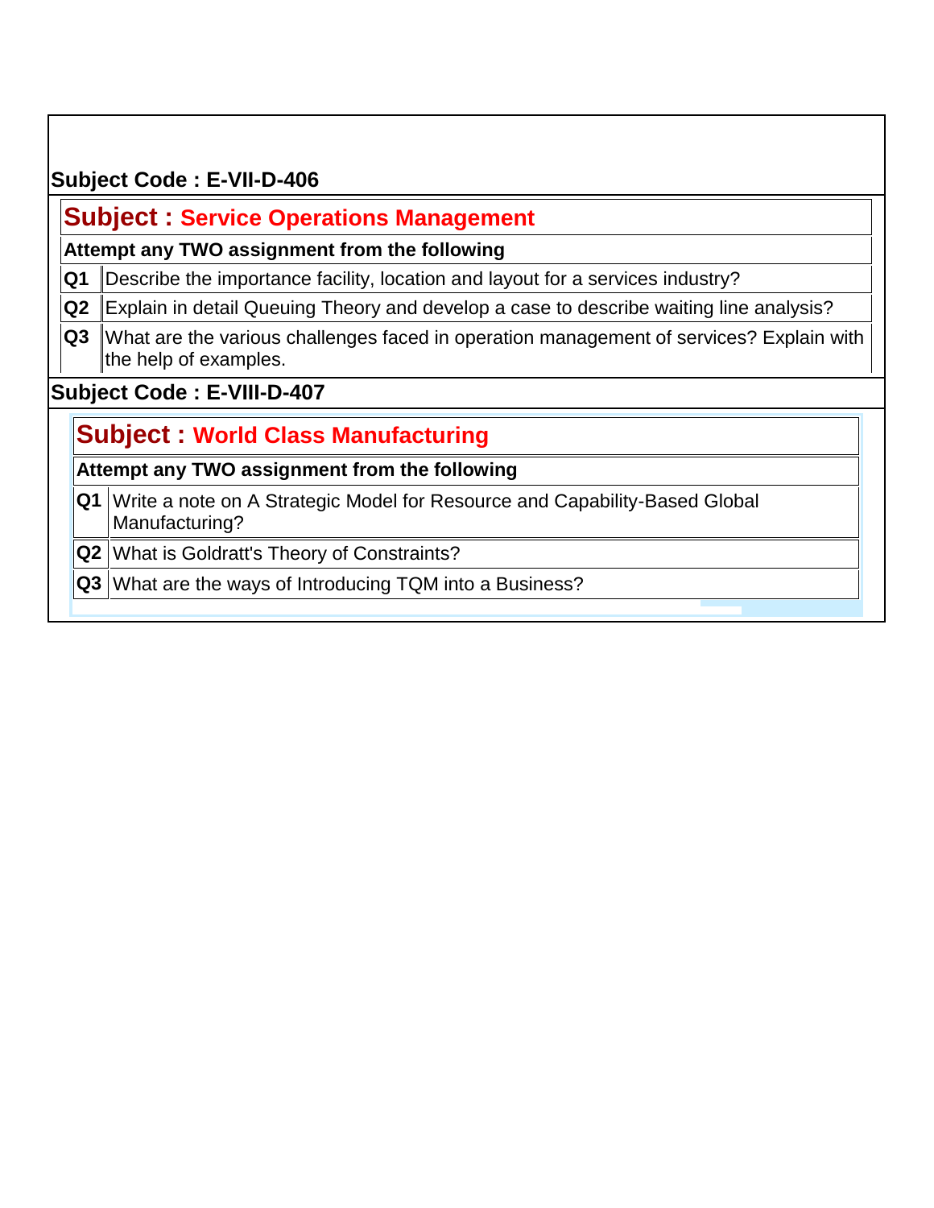**Subject Code : E-VII-D-406**

## Subject : Service Operations Management

**Attempt any TWO assignment from the following**

| | |
|---|---|
| **Q1** | Describe the importance facility, location and layout for a services industry? |
| **Q2** | Explain in detail Queuing Theory and develop a case to describe waiting line analysis? |
| **Q3** | What are the various challenges faced in operation management of services? Explain with the help of examples. |

**Subject Code : E-VIII-D-407**

## Subject : World Class Manufacturing

**Attempt any TWO assignment from the following**

| | |
|---|---|
| **Q1** | Write a note on A Strategic Model for Resource and Capability-Based Global Manufacturing? |
| **Q2** | What is Goldratt's Theory of Constraints? |
| **Q3** | What are the ways of Introducing TQM into a Business? |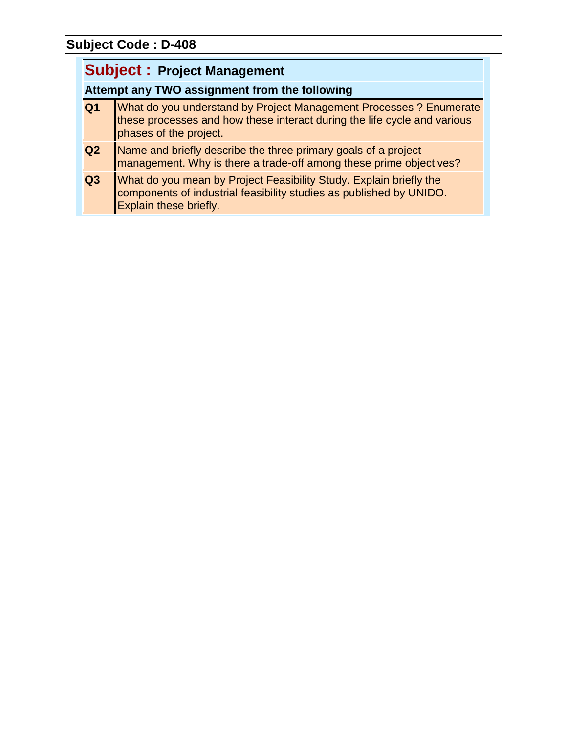**Subject Code : D-408**

## Subject : Project Management

**Attempt any TWO assignment from the following**

| | |
|---|---|
| **Q1** | What do you understand by Project Management Processes ? Enumerate these processes and how these interact during the life cycle and various phases of the project. |
| **Q2** | Name and briefly describe the three primary goals of a project management. Why is there a trade-off among these prime objectives? |
| **Q3** | What do you mean by Project Feasibility Study. Explain briefly the components of industrial feasibility studies as published by UNIDO. Explain these briefly. |